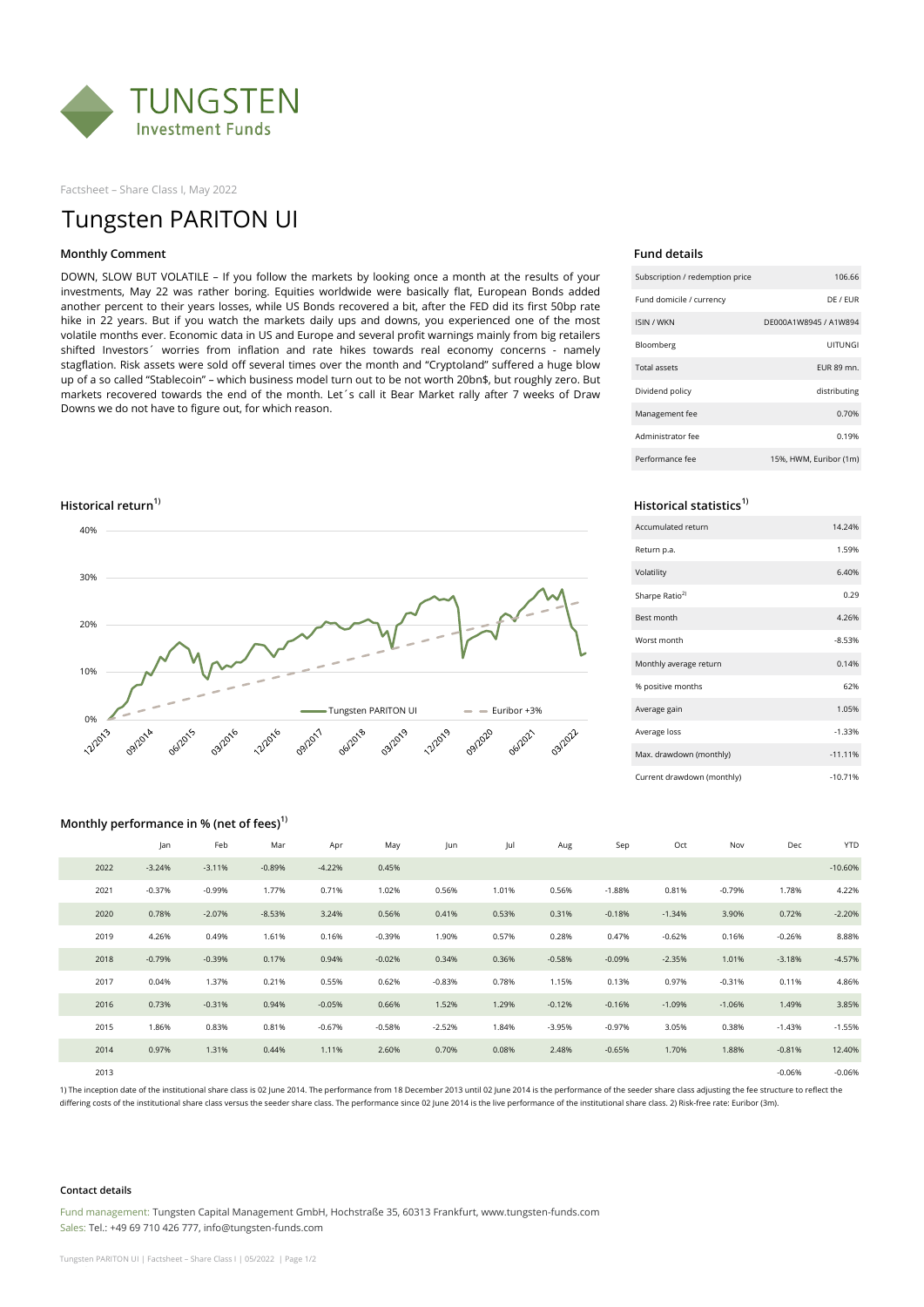Factsheet – Share Class I, May 2022

# Tungsten PARITON UI

## Monthly Comment

DOWN, SLOW BUT VOLATILE – If you follow the markets by looking once a month at the results of your investments, May 22 was rather boring. Equities worldwide were basically flat, European Bonds added another percent to their years losses, while US Bonds recovered a bit, after the FED did its first 50bp rate hike in 22 years. But if you watch the markets daily ups and downs, you experienced one of the most volatile months ever. Economic data in US and Europe and several profit warnings mainly from big retailers shifted Investors´ worries from inflation and rate hikes towards real economy concerns - namely stagflation. Risk assets were sold off several times over the month and "Cryptoland" suffered a huge blow up of a so called "Stablecoin" – which business model turn out to be not worth 20bn$, but roughly zero. But markets recovered towards the end of the month. Let´s call it Bear Market rally after 7 weeks of Draw Downs we do not have to figure out, for which reason.

## Fund details

| | |
|---|---|
| Subscription / redemption price | 106.66 |
| Fund domicile / currency | DE / EUR |
| ISIN / WKN | DE000A1W8945 / A1W894 |
| Bloomberg | UITUNGI |
| Total assets | EUR 89 mn. |
| Dividend policy | distributing |
| Management fee | 0.70% |
| Administrator fee | 0.19% |
| Performance fee | 15%, HWM, Euribor (1m) |

## Historical return[1)]

Tungsten PARITON UI — Euribor +3%

## Historical statistics[1)]

| | |
|---|---|
| Accumulated return | 14.24% |
| Return p.a. | 1.59% |
| Volatility | 6.40% |
| Sharpe Ratio[2)] | 0.29 |
| Best month | 4.26% |
| Worst month | -8.53% |
| Monthly average return | 0.14% |
| % positive months | 62% |
| Average gain | 1.05% |
| Average loss | -1.33% |
| Max. drawdown (monthly) | -11.11% |
| Current drawdown (monthly) | -10.71% |

## Monthly performance in % (net of fees)[1)]

| | Jan | Feb | Mar | Apr | May | Jun | Jul | Aug | Sep | Oct | Nov | Dec | YTD |
|---|---|---|---|---|---|---|---|---|---|---|---|---|---|
| 2022 | -3.24% | -3.11% | -0.89% | -4.22% | 0.45% | | | | | | | | -10.60% |
| 2021 | -0.37% | -0.99% | 1.77% | 0.71% | 1.02% | 0.56% | 1.01% | 0.56% | -1.88% | 0.81% | -0.79% | 1.78% | 4.22% |
| 2020 | 0.78% | -2.07% | -8.53% | 3.24% | 0.56% | 0.41% | 0.53% | 0.31% | -0.18% | -1.34% | 3.90% | 0.72% | -2.20% |
| 2019 | 4.26% | 0.49% | 1.61% | 0.16% | -0.39% | 1.90% | 0.57% | 0.28% | 0.47% | -0.62% | 0.16% | -0.26% | 8.88% |
| 2018 | -0.79% | -0.39% | 0.17% | 0.94% | -0.02% | 0.34% | 0.36% | -0.58% | -0.09% | -2.35% | 1.01% | -3.18% | -4.57% |
| 2017 | 0.04% | 1.37% | 0.21% | 0.55% | 0.62% | -0.83% | 0.78% | 1.15% | 0.13% | 0.97% | -0.31% | 0.11% | 4.86% |
| 2016 | 0.73% | -0.31% | 0.94% | -0.05% | 0.66% | 1.52% | 1.29% | -0.12% | -0.16% | -1.09% | -1.06% | 1.49% | 3.85% |
| 2015 | 1.86% | 0.83% | 0.81% | -0.67% | -0.58% | -2.52% | 1.84% | -3.95% | -0.97% | 3.05% | 0.38% | -1.43% | -1.55% |
| 2014 | 0.97% | 1.31% | 0.44% | 1.11% | 2.60% | 0.70% | 0.08% | 2.48% | -0.65% | 1.70% | 1.88% | -0.81% | 12.40% |
| 2013 | | | | | | | | | | | | -0.06% | -0.06% |

1) The inception date of the institutional share class is 02 June 2014. The performance from 18 December 2013 until 02 June 2014 is the performance of the seeder share class adjusting the fee structure to reflect the differing costs of the institutional share class versus the seeder share class. The performance since 02 June 2014 is the live performance of the institutional share class. 2) Risk-free rate: Euribor (3m).

#### Contact details

Fund management: Tungsten Capital Management GmbH, Hochstraße 35, 60313 Frankfurt, www.tungsten-funds.com
Sales: Tel.: +49 69 710 426 777, info@tungsten-funds.com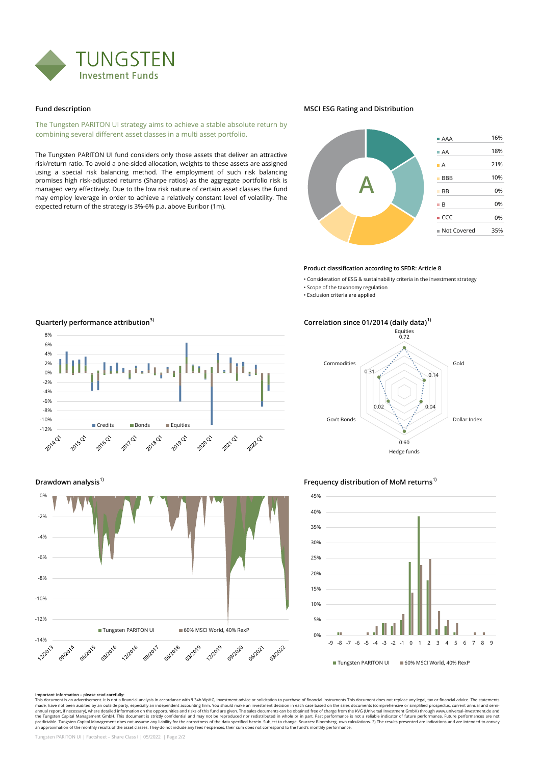# TUNGSTEN
Investment Funds

## Fund description

The Tungsten PARITON UI strategy aims to achieve a stable absolute return by combining several different asset classes in a multi asset portfolio.

The Tungsten PARITON UI fund considers only those assets that deliver an attractive risk/return ratio. To avoid a one-sided allocation, weights to these assets are assigned using a special risk balancing method. The employment of such risk balancing promises high risk-adjusted returns (Sharpe ratios) as the aggregate portfolio risk is managed very effectively. Due to the low risk nature of certain asset classes the fund may employ leverage in order to achieve a relatively constant level of volatility. The expected return of the strategy is 3%-6% p.a. above Euribor (1m).

## MSCI ESG Rating and Distribution

A

| | |
|---|---|
| AAA | 16% |
| AA | 18% |
| A | 21% |
| BBB | 10% |
| BB | 0% |
| B | 0% |
| CCC | 0% |
| Not Covered | 35% |

**Product classification according to SFDR: Article 8**

- Consideration of ESG & sustainability criteria in the investment strategy
- Scope of the taxonomy regulation
- Exclusion criteria are applied

## Quarterly performance attribution[3]

8%
6%
4%
2%
0%
-2%
-4%
-6%
-8%
-10%
-12%

Credits
Bonds
Equities

2014 Q1
2015 Q1
2016 Q1
2017 Q1
2018 Q1
2019 Q1
2020 Q1
2021 Q1
2022 Q1

## Correlation since 01/2014 (daily data)[1]

Equities 0.72
Gold 0.14
Dollar Index 0.04
Hedge funds 0.60
Gov't Bonds 0.02
Commodities 0.31

## Drawdown analysis[1]

0%
-2%
-4%
-6%
-8%
-10%
-12%
-14%

Tungsten PARITON UI
60% MSCI World, 40% RexP

12/2013
09/2014
06/2015
03/2016
12/2016
09/2017
06/2018
03/2019
12/2019
09/2020
06/2021
03/2022

## Frequency distribution of MoM returns[1]

45%
40%
35%
30%
25%
20%
15%
10%
5%
0%

-9 -8 -7 -6 -5 -4 -3 -2 -1 0 1 2 3 4 5 6 7 8 9

Tungsten PARITON UI
60% MSCI World, 40% RexP

**Important information – please read carefully:**
This document is an advertisement. It is not a financial analysis in accordance with § 34b WpHG, investment advice or solicitation to purchase of financial instruments This document does not replace any legal, tax or financial advice. The statements made, have not been audited by an outside party, especially an independent accounting firm. You should make an investment decision in each case based on the sales documents (comprehensive or simplified prospectus, current annual and semi-annual report, if necessary), where detailed information on the opportunities and risks of this fund are given. The sales documents can be obtained free of charge from the KVG (Universal Investment GmbH) through www.universal-investment.de and the Tungsten Capital Management GmbH. This document is strictly confidential and may not be reproduced nor redistributed in whole or in part. Past performance is not a reliable indicator of future performance. Future performances are not predictable. Tungsten Capital Management does not assume any liability for the correctness of the data specified herein. Subject to change. Sources: Bloomberg, own calculations. 3) The results presented are indications and are intended to convey an approximation of the monthly results of the asset classes. They do not include any fees / expenses, their sum does not correspond to the fund's monthly performance.